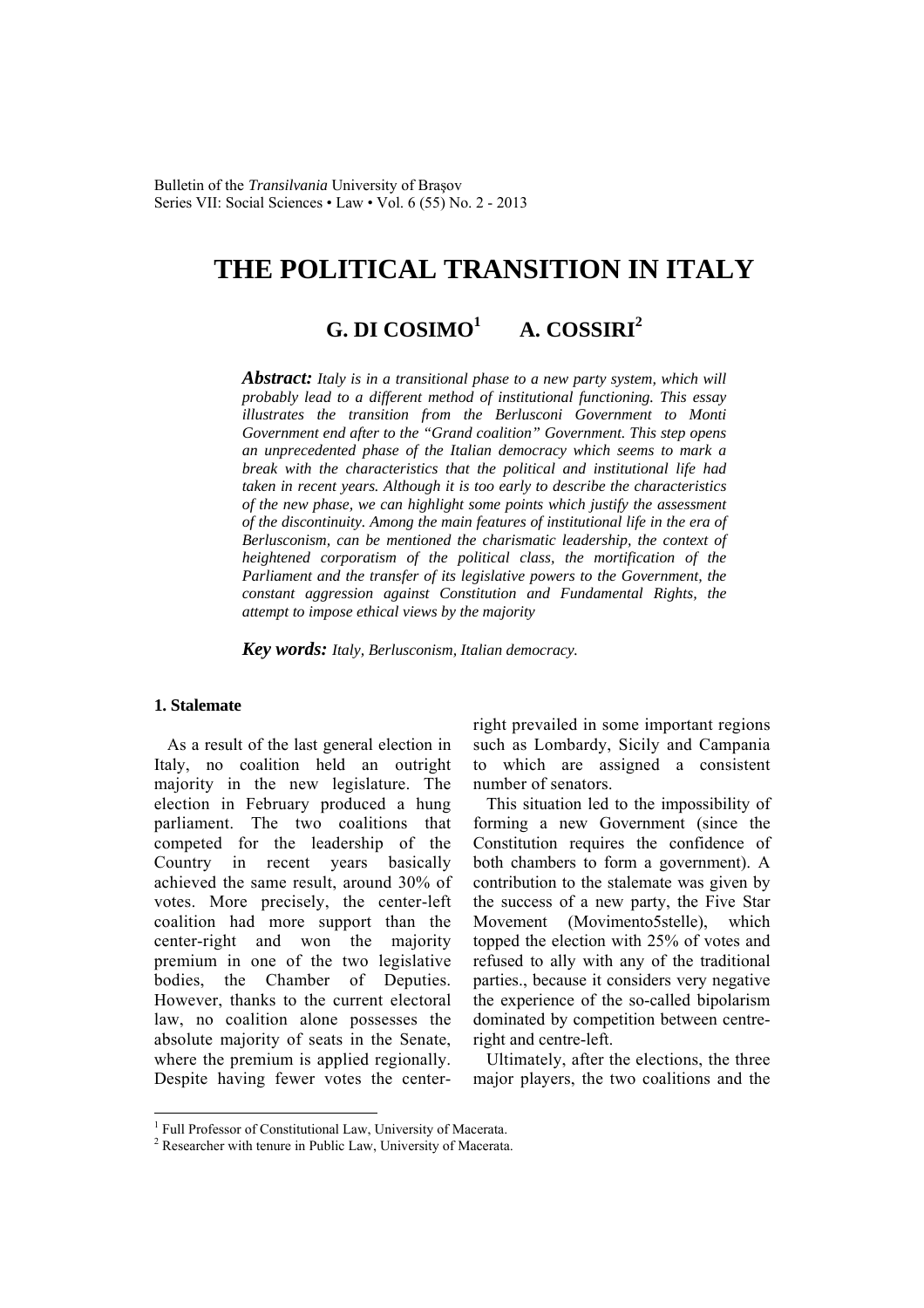# THE POLITICAL TRANSITION IN ITALY

## G. DI COSIMO[1] A. COSSIRI[2]

***Abstract:*** *Italy is in a transitional phase to a new party system, which will probably lead to a different method of institutional functioning. This essay illustrates the transition from the Berlusconi Government to Monti Government end after to the "Grand coalition" Government. This step opens an unprecedented phase of the Italian democracy which seems to mark a break with the characteristics that the political and institutional life had taken in recent years. Although it is too early to describe the characteristics of the new phase, we can highlight some points which justify the assessment of the discontinuity. Among the main features of institutional life in the era of Berlusconism, can be mentioned the charismatic leadership, the context of heightened corporatism of the political class, the mortification of the Parliament and the transfer of its legislative powers to the Government, the constant aggression against Constitution and Fundamental Rights, the attempt to impose ethical views by the majority*

***Key words:*** *Italy, Berlusconism, Italian democracy.*

### 1. Stalemate

As a result of the last general election in Italy, no coalition held an outright majority in the new legislature. The election in February produced a hung parliament. The two coalitions that competed for the leadership of the Country in recent years basically achieved the same result, around 30% of votes. More precisely, the center-left coalition had more support than the center-right and won the majority premium in one of the two legislative bodies, the Chamber of Deputies. However, thanks to the current electoral law, no coalition alone possesses the absolute majority of seats in the Senate, where the premium is applied regionally. Despite having fewer votes the center-right prevailed in some important regions such as Lombardy, Sicily and Campania to which are assigned a consistent number of senators.

This situation led to the impossibility of forming a new Government (since the Constitution requires the confidence of both chambers to form a government). A contribution to the stalemate was given by the success of a new party, the Five Star Movement (Movimento5stelle), which topped the election with 25% of votes and refused to ally with any of the traditional parties., because it considers very negative the experience of the so-called bipolarism dominated by competition between centre-right and centre-left.

Ultimately, after the elections, the three major players, the two coalitions and the

---

[1] Full Professor of Constitutional Law, University of Macerata.

[2] Researcher with tenure in Public Law, University of Macerata.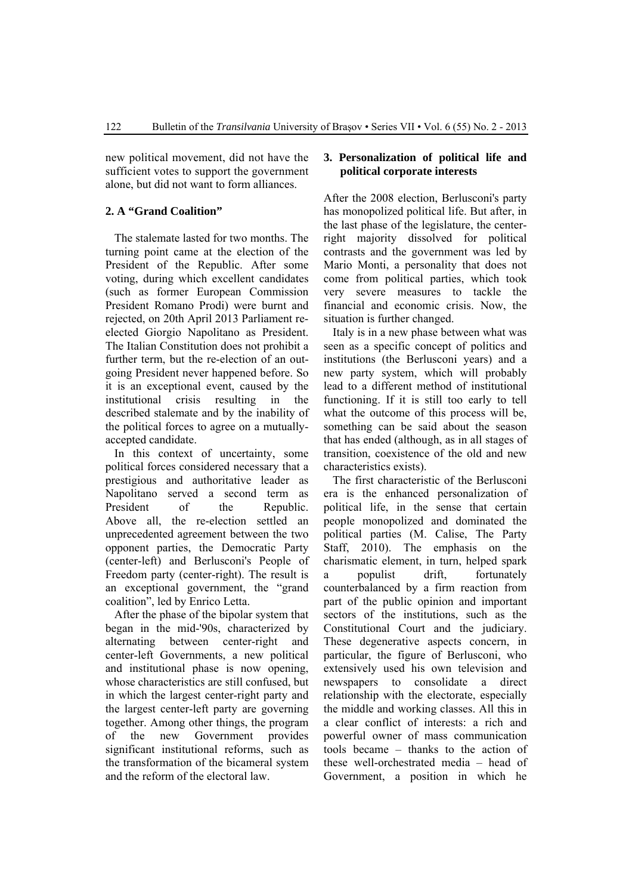new political movement, did not have the sufficient votes to support the government alone, but did not want to form alliances.

## 2. A "Grand Coalition"

The stalemate lasted for two months. The turning point came at the election of the President of the Republic. After some voting, during which excellent candidates (such as former European Commission President Romano Prodi) were burnt and rejected, on 20th April 2013 Parliament re-elected Giorgio Napolitano as President. The Italian Constitution does not prohibit a further term, but the re-election of an out-going President never happened before. So it is an exceptional event, caused by the institutional crisis resulting in the described stalemate and by the inability of the political forces to agree on a mutually-accepted candidate.

In this context of uncertainty, some political forces considered necessary that a prestigious and authoritative leader as Napolitano served a second term as President of the Republic. Above all, the re-election settled an unprecedented agreement between the two opponent parties, the Democratic Party (center-left) and Berlusconi's People of Freedom party (center-right). The result is an exceptional government, the "grand coalition", led by Enrico Letta.

After the phase of the bipolar system that began in the mid-'90s, characterized by alternating between center-right and center-left Governments, a new political and institutional phase is now opening, whose characteristics are still confused, but in which the largest center-right party and the largest center-left party are governing together. Among other things, the program of the new Government provides significant institutional reforms, such as the transformation of the bicameral system and the reform of the electoral law.

## 3. Personalization of political life and political corporate interests

After the 2008 election, Berlusconi's party has monopolized political life. But after, in the last phase of the legislature, the center-right majority dissolved for political contrasts and the government was led by Mario Monti, a personality that does not come from political parties, which took very severe measures to tackle the financial and economic crisis. Now, the situation is further changed.

Italy is in a new phase between what was seen as a specific concept of politics and institutions (the Berlusconi years) and a new party system, which will probably lead to a different method of institutional functioning. If it is still too early to tell what the outcome of this process will be, something can be said about the season that has ended (although, as in all stages of transition, coexistence of the old and new characteristics exists).

The first characteristic of the Berlusconi era is the enhanced personalization of political life, in the sense that certain people monopolized and dominated the political parties (M. Calise, The Party Staff, 2010). The emphasis on the charismatic element, in turn, helped spark a populist drift, fortunately counterbalanced by a firm reaction from part of the public opinion and important sectors of the institutions, such as the Constitutional Court and the judiciary. These degenerative aspects concern, in particular, the figure of Berlusconi, who extensively used his own television and newspapers to consolidate a direct relationship with the electorate, especially the middle and working classes. All this in a clear conflict of interests: a rich and powerful owner of mass communication tools became – thanks to the action of these well-orchestrated media – head of Government, a position in which he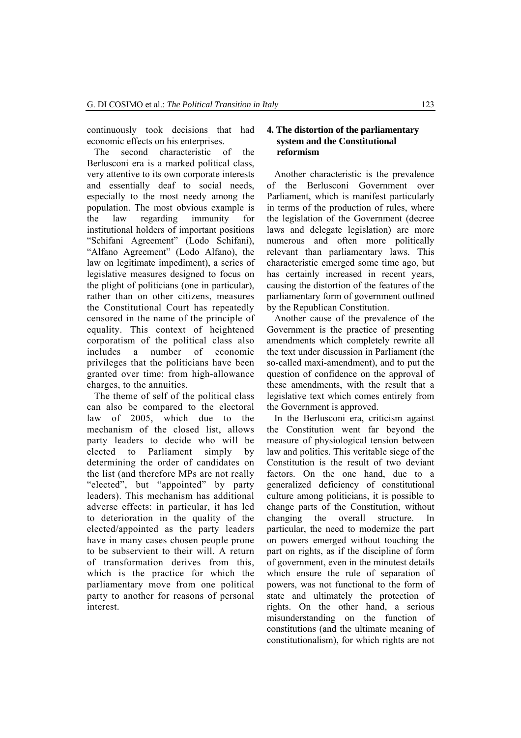continuously took decisions that had economic effects on his enterprises.

The second characteristic of the Berlusconi era is a marked political class, very attentive to its own corporate interests and essentially deaf to social needs, especially to the most needy among the population. The most obvious example is the law regarding immunity for institutional holders of important positions "Schifani Agreement" (Lodo Schifani), "Alfano Agreement" (Lodo Alfano), the law on legitimate impediment), a series of legislative measures designed to focus on the plight of politicians (one in particular), rather than on other citizens, measures the Constitutional Court has repeatedly censored in the name of the principle of equality. This context of heightened corporatism of the political class also includes a number of economic privileges that the politicians have been granted over time: from high-allowance charges, to the annuities.

The theme of self of the political class can also be compared to the electoral law of 2005, which due to the mechanism of the closed list, allows party leaders to decide who will be elected to Parliament simply by determining the order of candidates on the list (and therefore MPs are not really "elected", but "appointed" by party leaders). This mechanism has additional adverse effects: in particular, it has led to deterioration in the quality of the elected/appointed as the party leaders have in many cases chosen people prone to be subservient to their will. A return of transformation derives from this, which is the practice for which the parliamentary move from one political party to another for reasons of personal interest.

## 4. The distortion of the parliamentary system and the Constitutional reformism

Another characteristic is the prevalence of the Berlusconi Government over Parliament, which is manifest particularly in terms of the production of rules, where the legislation of the Government (decree laws and delegate legislation) are more numerous and often more politically relevant than parliamentary laws. This characteristic emerged some time ago, but has certainly increased in recent years, causing the distortion of the features of the parliamentary form of government outlined by the Republican Constitution.

Another cause of the prevalence of the Government is the practice of presenting amendments which completely rewrite all the text under discussion in Parliament (the so-called maxi-amendment), and to put the question of confidence on the approval of these amendments, with the result that a legislative text which comes entirely from the Government is approved.

In the Berlusconi era, criticism against the Constitution went far beyond the measure of physiological tension between law and politics. This veritable siege of the Constitution is the result of two deviant factors. On the one hand, due to a generalized deficiency of constitutional culture among politicians, it is possible to change parts of the Constitution, without changing the overall structure. In particular, the need to modernize the part on powers emerged without touching the part on rights, as if the discipline of form of government, even in the minutest details which ensure the rule of separation of powers, was not functional to the form of state and ultimately the protection of rights. On the other hand, a serious misunderstanding on the function of constitutions (and the ultimate meaning of constitutionalism), for which rights are not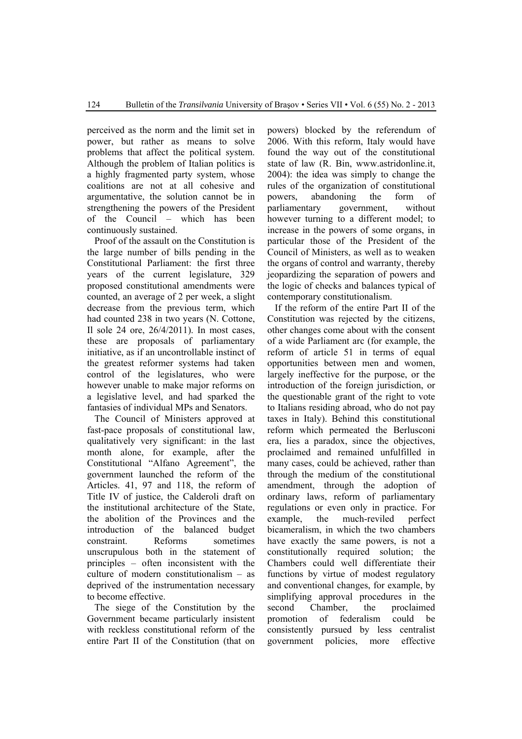perceived as the norm and the limit set in power, but rather as means to solve problems that affect the political system. Although the problem of Italian politics is a highly fragmented party system, whose coalitions are not at all cohesive and argumentative, the solution cannot be in strengthening the powers of the President of the Council – which has been continuously sustained.

Proof of the assault on the Constitution is the large number of bills pending in the Constitutional Parliament: the first three years of the current legislature, 329 proposed constitutional amendments were counted, an average of 2 per week, a slight decrease from the previous term, which had counted 238 in two years (N. Cottone, Il sole 24 ore, 26/4/2011). In most cases, these are proposals of parliamentary initiative, as if an uncontrollable instinct of the greatest reformer systems had taken control of the legislatures, who were however unable to make major reforms on a legislative level, and had sparked the fantasies of individual MPs and Senators.

The Council of Ministers approved at fast-pace proposals of constitutional law, qualitatively very significant: in the last month alone, for example, after the Constitutional "Alfano Agreement", the government launched the reform of the Articles. 41, 97 and 118, the reform of Title IV of justice, the Calderoli draft on the institutional architecture of the State, the abolition of the Provinces and the introduction of the balanced budget constraint. Reforms sometimes unscrupulous both in the statement of principles – often inconsistent with the culture of modern constitutionalism – as deprived of the instrumentation necessary to become effective.

The siege of the Constitution by the Government became particularly insistent with reckless constitutional reform of the entire Part II of the Constitution (that on powers) blocked by the referendum of 2006. With this reform, Italy would have found the way out of the constitutional state of law (R. Bin, www.astridonline.it, 2004): the idea was simply to change the rules of the organization of constitutional powers, abandoning the form of parliamentary government, without however turning to a different model; to increase in the powers of some organs, in particular those of the President of the Council of Ministers, as well as to weaken the organs of control and warranty, thereby jeopardizing the separation of powers and the logic of checks and balances typical of contemporary constitutionalism.

If the reform of the entire Part II of the Constitution was rejected by the citizens, other changes come about with the consent of a wide Parliament arc (for example, the reform of article 51 in terms of equal opportunities between men and women, largely ineffective for the purpose, or the introduction of the foreign jurisdiction, or the questionable grant of the right to vote to Italians residing abroad, who do not pay taxes in Italy). Behind this constitutional reform which permeated the Berlusconi era, lies a paradox, since the objectives, proclaimed and remained unfulfilled in many cases, could be achieved, rather than through the medium of the constitutional amendment, through the adoption of ordinary laws, reform of parliamentary regulations or even only in practice. For example, the much-reviled perfect bicameralism, in which the two chambers have exactly the same powers, is not a constitutionally required solution; the Chambers could well differentiate their functions by virtue of modest regulatory and conventional changes, for example, by simplifying approval procedures in the second Chamber, the proclaimed promotion of federalism could be consistently pursued by less centralist government policies, more effective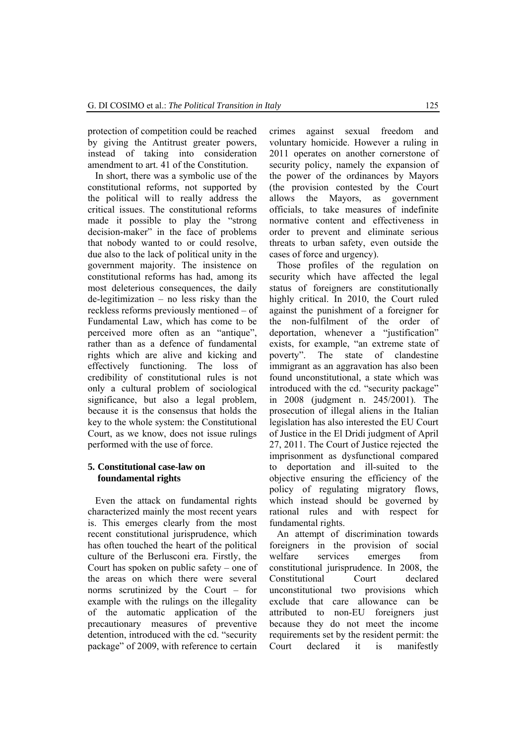protection of competition could be reached by giving the Antitrust greater powers, instead of taking into consideration amendment to art. 41 of the Constitution.

In short, there was a symbolic use of the constitutional reforms, not supported by the political will to really address the critical issues. The constitutional reforms made it possible to play the "strong decision-maker" in the face of problems that nobody wanted to or could resolve, due also to the lack of political unity in the government majority. The insistence on constitutional reforms has had, among its most deleterious consequences, the daily de-legitimization – no less risky than the reckless reforms previously mentioned – of Fundamental Law, which has come to be perceived more often as an "antique", rather than as a defence of fundamental rights which are alive and kicking and effectively functioning. The loss of credibility of constitutional rules is not only a cultural problem of sociological significance, but also a legal problem, because it is the consensus that holds the key to the whole system: the Constitutional Court, as we know, does not issue rulings performed with the use of force.

## 5. Constitutional case-law on foundamental rights

Even the attack on fundamental rights characterized mainly the most recent years is. This emerges clearly from the most recent constitutional jurisprudence, which has often touched the heart of the political culture of the Berlusconi era. Firstly, the Court has spoken on public safety – one of the areas on which there were several norms scrutinized by the Court – for example with the rulings on the illegality of the automatic application of the precautionary measures of preventive detention, introduced with the cd. "security package" of 2009, with reference to certain crimes against sexual freedom and voluntary homicide. However a ruling in 2011 operates on another cornerstone of security policy, namely the expansion of the power of the ordinances by Mayors (the provision contested by the Court allows the Mayors, as government officials, to take measures of indefinite normative content and effectiveness in order to prevent and eliminate serious threats to urban safety, even outside the cases of force and urgency).

Those profiles of the regulation on security which have affected the legal status of foreigners are constitutionally highly critical. In 2010, the Court ruled against the punishment of a foreigner for the non-fulfilment of the order of deportation, whenever a "justification" exists, for example, "an extreme state of poverty". The state of clandestine immigrant as an aggravation has also been found unconstitutional, a state which was introduced with the cd. "security package" in 2008 (judgment n. 245/2001). The prosecution of illegal aliens in the Italian legislation has also interested the EU Court of Justice in the El Dridi judgment of April 27, 2011. The Court of Justice rejected the imprisonment as dysfunctional compared to deportation and ill-suited to the objective ensuring the efficiency of the policy of regulating migratory flows, which instead should be governed by rational rules and with respect for fundamental rights.

An attempt of discrimination towards foreigners in the provision of social welfare services emerges from constitutional jurisprudence. In 2008, the Constitutional Court declared unconstitutional two provisions which exclude that care allowance can be attributed to non-EU foreigners just because they do not meet the income requirements set by the resident permit: the Court declared it is manifestly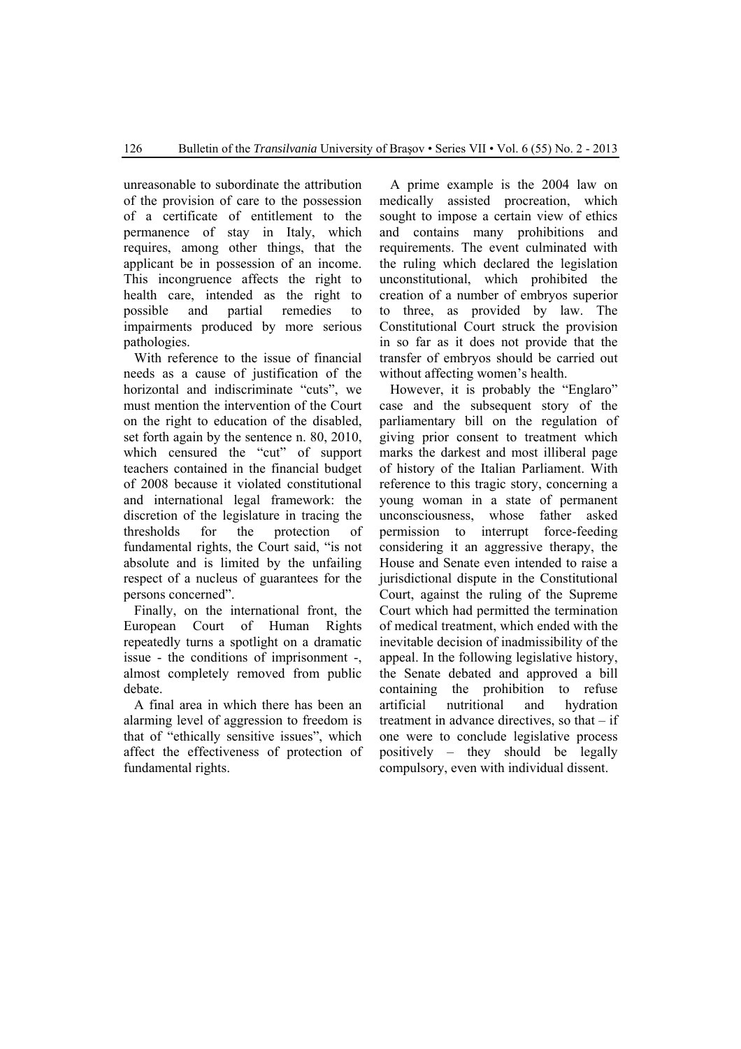unreasonable to subordinate the attribution of the provision of care to the possession of a certificate of entitlement to the permanence of stay in Italy, which requires, among other things, that the applicant be in possession of an income. This incongruence affects the right to health care, intended as the right to possible and partial remedies to impairments produced by more serious pathologies.

With reference to the issue of financial needs as a cause of justification of the horizontal and indiscriminate "cuts", we must mention the intervention of the Court on the right to education of the disabled, set forth again by the sentence n. 80, 2010, which censured the "cut" of support teachers contained in the financial budget of 2008 because it violated constitutional and international legal framework: the discretion of the legislature in tracing the thresholds for the protection of fundamental rights, the Court said, "is not absolute and is limited by the unfailing respect of a nucleus of guarantees for the persons concerned".

Finally, on the international front, the European Court of Human Rights repeatedly turns a spotlight on a dramatic issue - the conditions of imprisonment -, almost completely removed from public debate.

A final area in which there has been an alarming level of aggression to freedom is that of "ethically sensitive issues", which affect the effectiveness of protection of fundamental rights.

A prime example is the 2004 law on medically assisted procreation, which sought to impose a certain view of ethics and contains many prohibitions and requirements. The event culminated with the ruling which declared the legislation unconstitutional, which prohibited the creation of a number of embryos superior to three, as provided by law. The Constitutional Court struck the provision in so far as it does not provide that the transfer of embryos should be carried out without affecting women's health.

However, it is probably the "Englaro" case and the subsequent story of the parliamentary bill on the regulation of giving prior consent to treatment which marks the darkest and most illiberal page of history of the Italian Parliament. With reference to this tragic story, concerning a young woman in a state of permanent unconsciousness, whose father asked permission to interrupt force-feeding considering it an aggressive therapy, the House and Senate even intended to raise a jurisdictional dispute in the Constitutional Court, against the ruling of the Supreme Court which had permitted the termination of medical treatment, which ended with the inevitable decision of inadmissibility of the appeal. In the following legislative history, the Senate debated and approved a bill containing the prohibition to refuse artificial nutritional and hydration treatment in advance directives, so that – if one were to conclude legislative process positively – they should be legally compulsory, even with individual dissent.